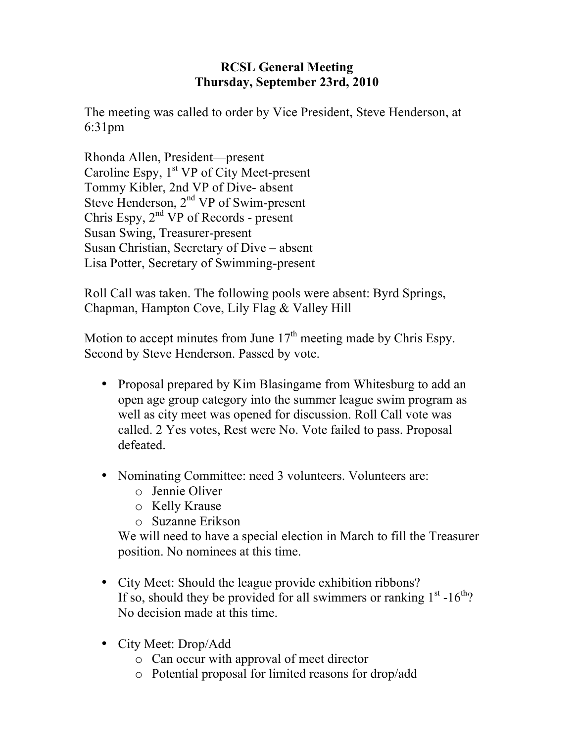# RCSL General Meeting
## Thursday, September 23rd, 2010

The meeting was called to order by Vice President, Steve Henderson, at 6:31pm

Rhonda Allen, President—present
Caroline Espy, 1st VP of City Meet-present
Tommy Kibler, 2nd VP of Dive- absent
Steve Henderson, 2nd VP of Swim-present
Chris Espy, 2nd VP of Records - present
Susan Swing, Treasurer-present
Susan Christian, Secretary of Dive – absent
Lisa Potter, Secretary of Swimming-present

Roll Call was taken. The following pools were absent: Byrd Springs, Chapman, Hampton Cove, Lily Flag & Valley Hill

Motion to accept minutes from June 17th meeting made by Chris Espy. Second by Steve Henderson. Passed by vote.

- Proposal prepared by Kim Blasingame from Whitesburg to add an open age group category into the summer league swim program as well as city meet was opened for discussion. Roll Call vote was called. 2 Yes votes, Rest were No. Vote failed to pass. Proposal defeated.

- Nominating Committee: need 3 volunteers. Volunteers are:
  - Jennie Oliver
  - Kelly Krause
  - Suzanne Erikson

  We will need to have a special election in March to fill the Treasurer position. No nominees at this time.

- City Meet: Should the league provide exhibition ribbons?
  If so, should they be provided for all swimmers or ranking 1st -16th?
  No decision made at this time.

- City Meet: Drop/Add
  - Can occur with approval of meet director
  - Potential proposal for limited reasons for drop/add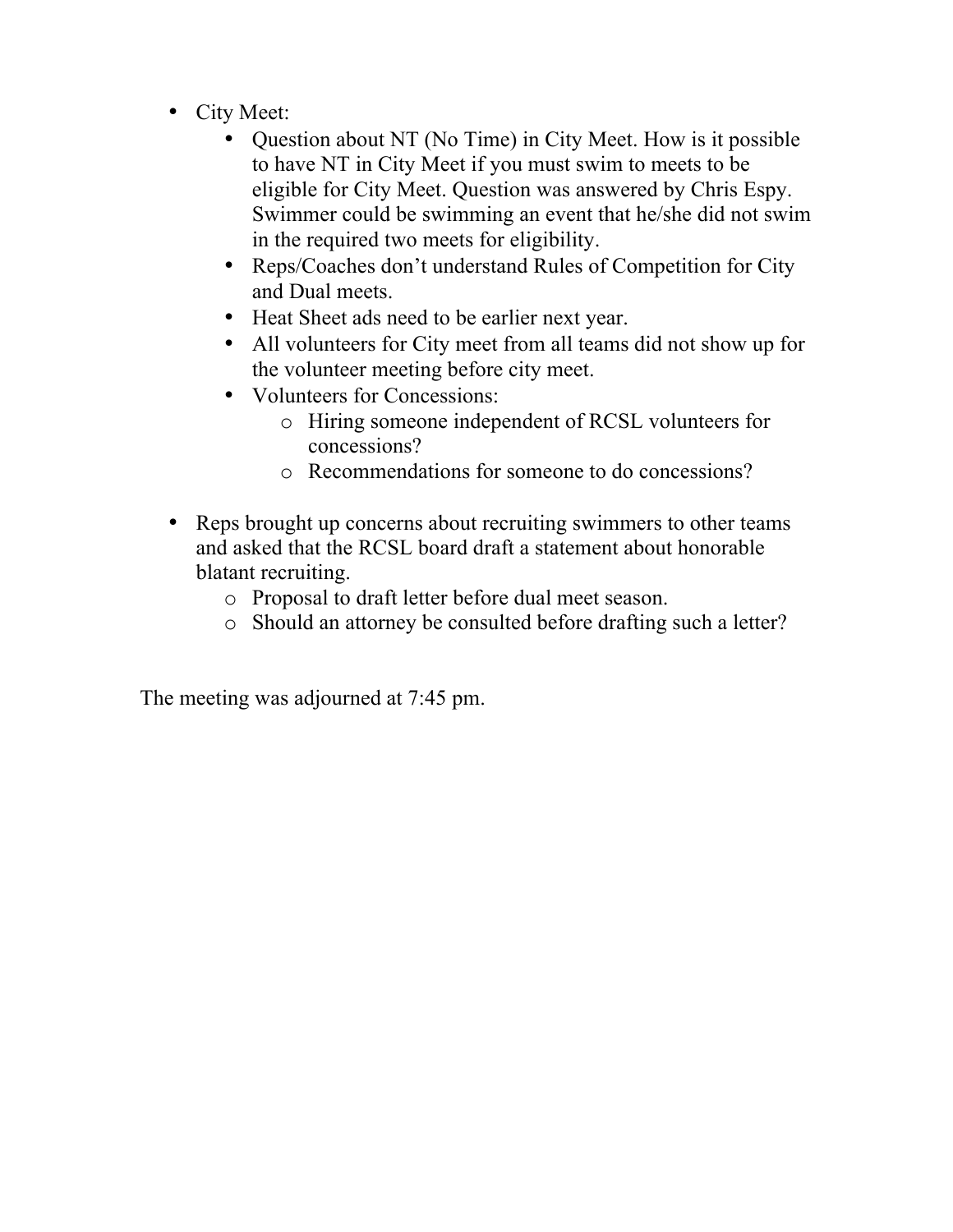- City Meet:
  - Question about NT (No Time) in City Meet. How is it possible to have NT in City Meet if you must swim to meets to be eligible for City Meet. Question was answered by Chris Espy. Swimmer could be swimming an event that he/she did not swim in the required two meets for eligibility.
  - Reps/Coaches don't understand Rules of Competition for City and Dual meets.
  - Heat Sheet ads need to be earlier next year.
  - All volunteers for City meet from all teams did not show up for the volunteer meeting before city meet.
  - Volunteers for Concessions:
    - Hiring someone independent of RCSL volunteers for concessions?
    - Recommendations for someone to do concessions?

- Reps brought up concerns about recruiting swimmers to other teams and asked that the RCSL board draft a statement about honorable blatant recruiting.
  - Proposal to draft letter before dual meet season.
  - Should an attorney be consulted before drafting such a letter?

The meeting was adjourned at 7:45 pm.